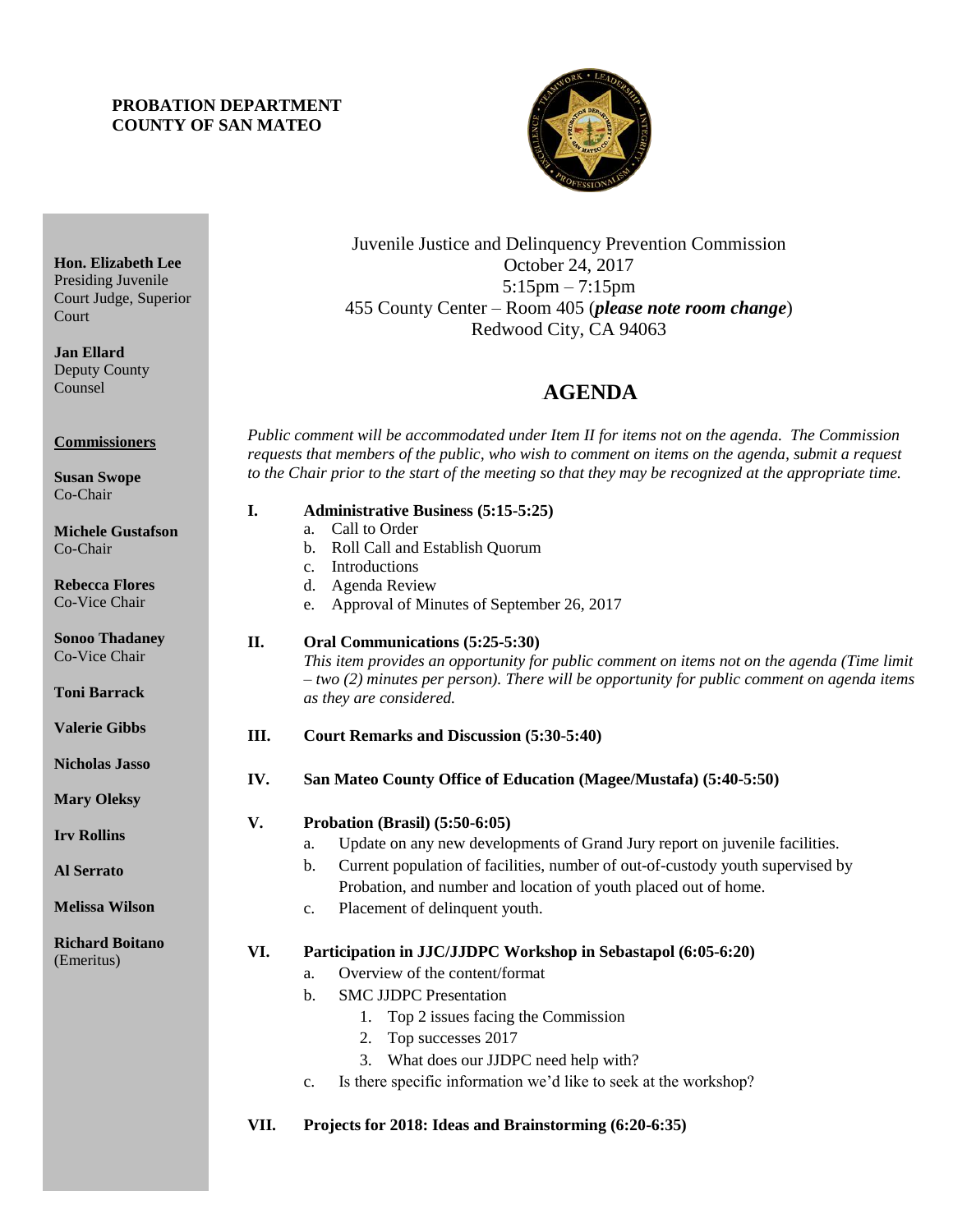**PROBATION DEPARTMENT**
**COUNTY OF SAN MATEO**

**Hon. Elizabeth Lee**
Presiding Juvenile Court Judge, Superior Court

**Jan Ellard**
Deputy County Counsel

**Commissioners**

**Susan Swope**
Co-Chair

**Michele Gustafson**
Co-Chair

**Rebecca Flores**
Co-Vice Chair

**Sonoo Thadaney**
Co-Vice Chair

**Toni Barrack**

**Valerie Gibbs**

**Nicholas Jasso**

**Mary Oleksy**

**Irv Rollins**

**Al Serrato**

**Melissa Wilson**

**Richard Boitano**
(Emeritus)

Juvenile Justice and Delinquency Prevention Commission
October 24, 2017
5:15pm – 7:15pm
455 County Center – Room 405 (***please note room change***)
Redwood City, CA 94063

# AGENDA

*Public comment will be accommodated under Item II for items not on the agenda. The Commission requests that members of the public, who wish to comment on items on the agenda, submit a request to the Chair prior to the start of the meeting so that they may be recognized at the appropriate time.*

**I. Administrative Business (5:15-5:25)**

a. Call to Order
b. Roll Call and Establish Quorum
c. Introductions
d. Agenda Review
e. Approval of Minutes of September 26, 2017

**II. Oral Communications (5:25-5:30)**

*This item provides an opportunity for public comment on items not on the agenda (Time limit – two (2) minutes per person). There will be opportunity for public comment on agenda items as they are considered.*

**III. Court Remarks and Discussion (5:30-5:40)**

**IV. San Mateo County Office of Education (Magee/Mustafa) (5:40-5:50)**

**V. Probation (Brasil) (5:50-6:05)**

a. Update on any new developments of Grand Jury report on juvenile facilities.
b. Current population of facilities, number of out-of-custody youth supervised by Probation, and number and location of youth placed out of home.
c. Placement of delinquent youth.

**VI. Participation in JJC/JJDPC Workshop in Sebastapol (6:05-6:20)**

a. Overview of the content/format
b. SMC JJDPC Presentation
   1. Top 2 issues facing the Commission
   2. Top successes 2017
   3. What does our JJDPC need help with?
c. Is there specific information we'd like to seek at the workshop?

**VII. Projects for 2018: Ideas and Brainstorming (6:20-6:35)**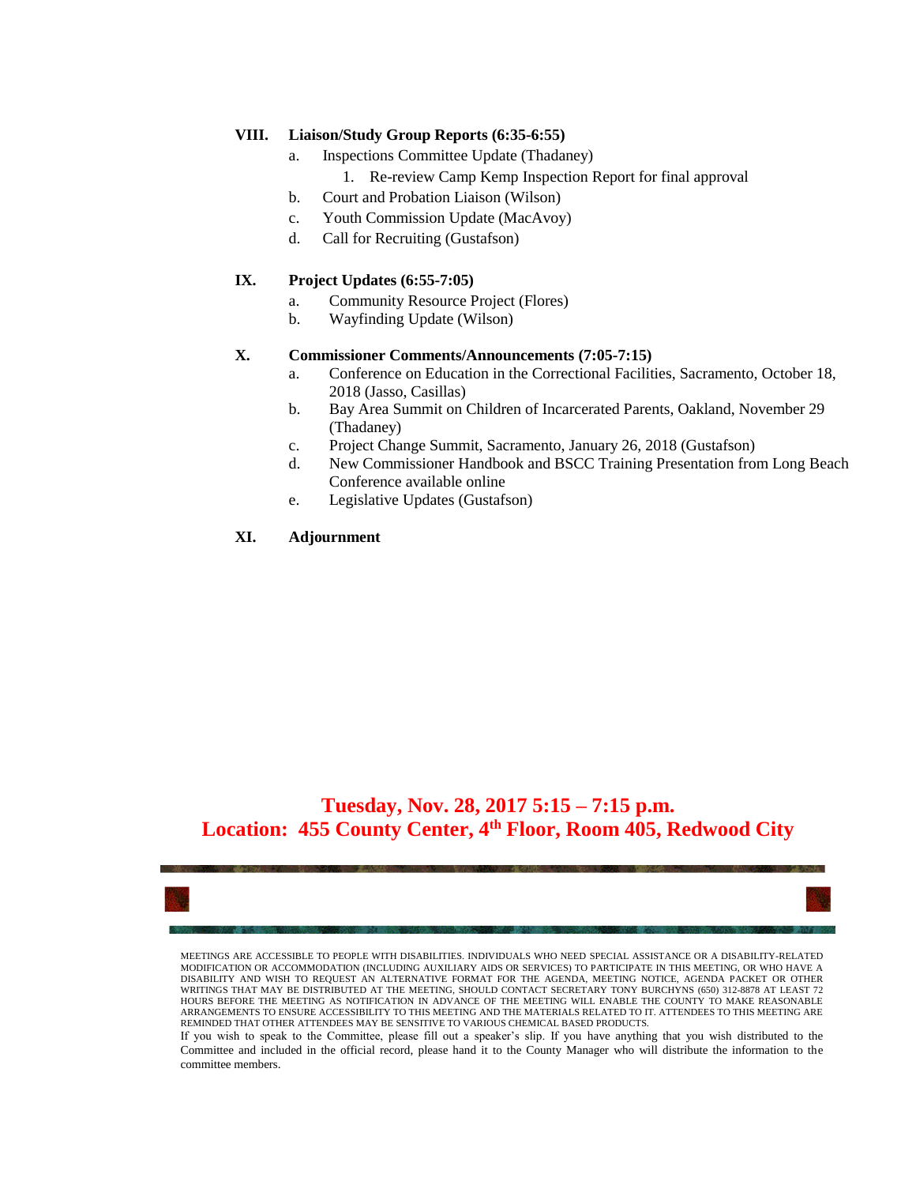**VIII. Liaison/Study Group Reports (6:35-6:55)**

a. Inspections Committee Update (Thadaney)
   1. Re-review Camp Kemp Inspection Report for final approval
b. Court and Probation Liaison (Wilson)
c. Youth Commission Update (MacAvoy)
d. Call for Recruiting (Gustafson)

**IX. Project Updates (6:55-7:05)**

a. Community Resource Project (Flores)
b. Wayfinding Update (Wilson)

**X. Commissioner Comments/Announcements (7:05-7:15)**

a. Conference on Education in the Correctional Facilities, Sacramento, October 18, 2018 (Jasso, Casillas)
b. Bay Area Summit on Children of Incarcerated Parents, Oakland, November 29 (Thadaney)
c. Project Change Summit, Sacramento, January 26, 2018 (Gustafson)
d. New Commissioner Handbook and BSCC Training Presentation from Long Beach Conference available online
e. Legislative Updates (Gustafson)

**XI. Adjournment**

**Tuesday, Nov. 28, 2017 5:15 – 7:15 p.m.**
**Location: 455 County Center, 4th Floor, Room 405, Redwood City**

MEETINGS ARE ACCESSIBLE TO PEOPLE WITH DISABILITIES. INDIVIDUALS WHO NEED SPECIAL ASSISTANCE OR A DISABILITY-RELATED MODIFICATION OR ACCOMMODATION (INCLUDING AUXILIARY AIDS OR SERVICES) TO PARTICIPATE IN THIS MEETING, OR WHO HAVE A DISABILITY AND WISH TO REQUEST AN ALTERNATIVE FORMAT FOR THE AGENDA, MEETING NOTICE, AGENDA PACKET OR OTHER WRITINGS THAT MAY BE DISTRIBUTED AT THE MEETING, SHOULD CONTACT SECRETARY TONY BURCHYNS (650) 312-8878 AT LEAST 72 HOURS BEFORE THE MEETING AS NOTIFICATION IN ADVANCE OF THE MEETING WILL ENABLE THE COUNTY TO MAKE REASONABLE ARRANGEMENTS TO ENSURE ACCESSIBILITY TO THIS MEETING AND THE MATERIALS RELATED TO IT. ATTENDEES TO THIS MEETING ARE REMINDED THAT OTHER ATTENDEES MAY BE SENSITIVE TO VARIOUS CHEMICAL BASED PRODUCTS.

If you wish to speak to the Committee, please fill out a speaker's slip. If you have anything that you wish distributed to the Committee and included in the official record, please hand it to the County Manager who will distribute the information to the committee members.